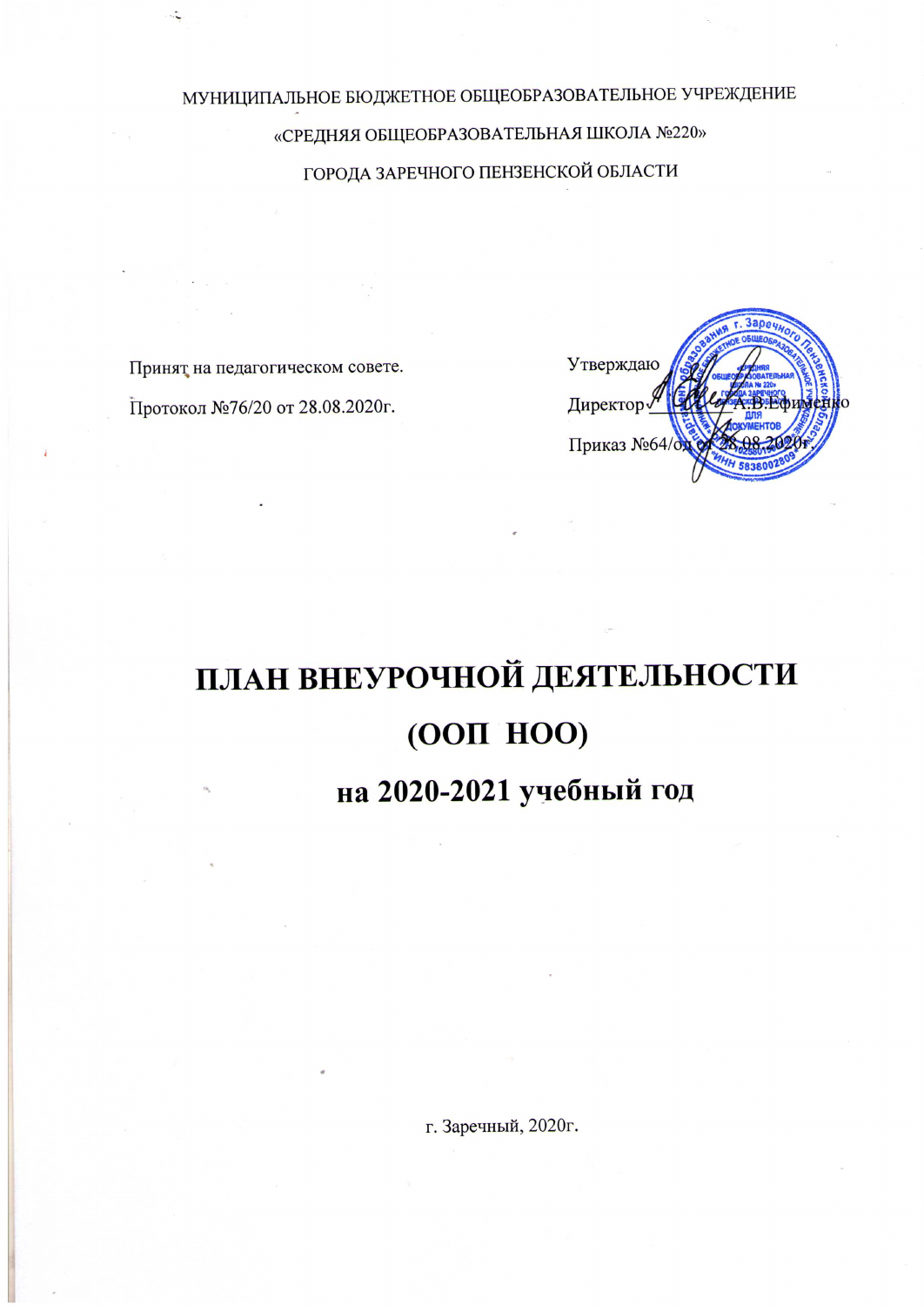МУНИЦИПАЛЬНОЕ БЮДЖЕТНОЕ ОБЩЕОБРАЗОВАТЕЛЬНОЕ УЧРЕЖДЕНИЕ

«СРЕДНЯЯ ОБЩЕОБРАЗОВАТЕЛЬНАЯ ШКОЛА №220»

ГОРОДА ЗАРЕЧНОГО ПЕНЗЕНСКОЙ ОБЛАСТИ

Принят на педагогическом совете.

Протокол №76/20 от 28.08.2020г.

Утверждаю

Директор ________ А.В.Ефименко

Приказ №64/од от 28.08.2020г.

# ПЛАН ВНЕУРОЧНОЙ ДЕЯТЕЛЬНОСТИ
# (ООП НОО)
## на 2020-2021 учебный год

г. Заречный, 2020г.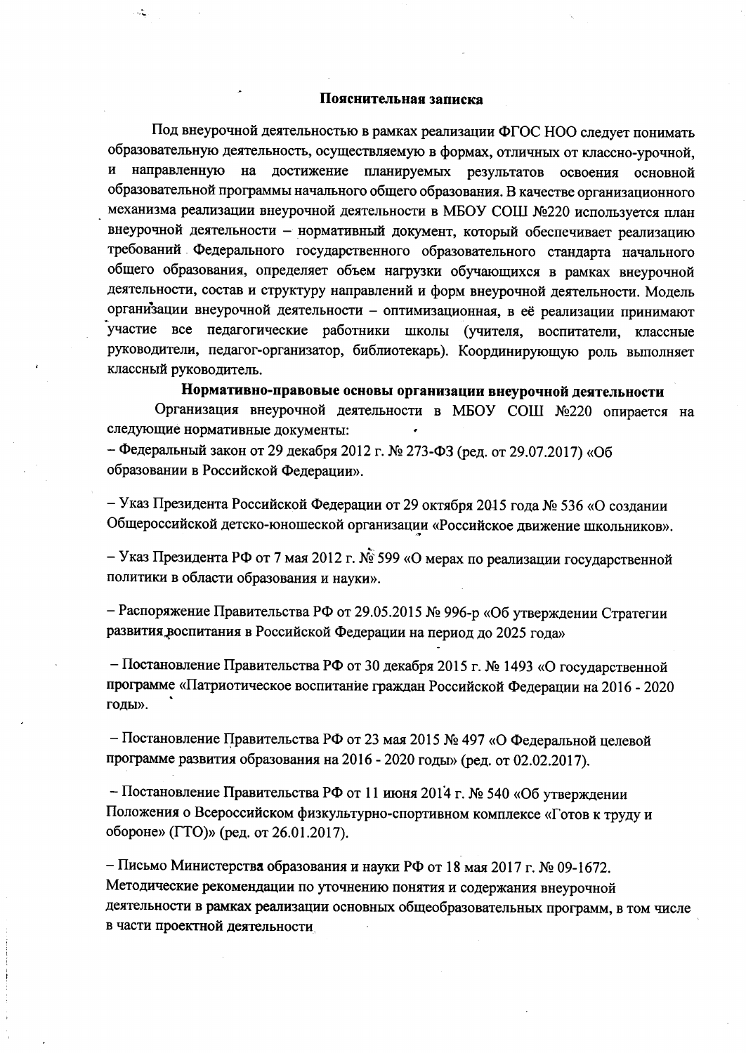## Пояснительная записка

Под внеурочной деятельностью в рамках реализации ФГОС НОО следует понимать образовательную деятельность, осуществляемую в формах, отличных от классно-урочной, и направленную на достижение планируемых результатов освоения основной образовательной программы начального общего образования. В качестве организационного механизма реализации внеурочной деятельности в МБОУ СОШ №220 используется план внеурочной деятельности – нормативный документ, который обеспечивает реализацию требований Федерального государственного образовательного стандарта начального общего образования, определяет объем нагрузки обучающихся в рамках внеурочной деятельности, состав и структуру направлений и форм внеурочной деятельности. Модель организации внеурочной деятельности – оптимизационная, в её реализации принимают участие все педагогические работники школы (учителя, воспитатели, классные руководители, педагог-организатор, библиотекарь). Координирующую роль выполняет классный руководитель.

### Нормативно-правовые основы организации внеурочной деятельности

Организация внеурочной деятельности в МБОУ СОШ №220 опирается на следующие нормативные документы:

– Федеральный закон от 29 декабря 2012 г. № 273-ФЗ (ред. от 29.07.2017) «Об образовании в Российской Федерации».

– Указ Президента Российской Федерации от 29 октября 2015 года № 536 «О создании Общероссийской детско-юношеской организации «Российское движение школьников».

– Указ Президента РФ от 7 мая 2012 г. № 599 «О мерах по реализации государственной политики в области образования и науки».

– Распоряжение Правительства РФ от 29.05.2015 № 996-р «Об утверждении Стратегии развития воспитания в Российской Федерации на период до 2025 года»

– Постановление Правительства РФ от 30 декабря 2015 г. № 1493 «О государственной программе «Патриотическое воспитание граждан Российской Федерации на 2016 - 2020 годы».

– Постановление Правительства РФ от 23 мая 2015 № 497 «О Федеральной целевой программе развития образования на 2016 - 2020 годы» (ред. от 02.02.2017).

– Постановление Правительства РФ от 11 июня 2014 г. № 540 «Об утверждении Положения о Всероссийском физкультурно-спортивном комплексе «Готов к труду и обороне» (ГТО)» (ред. от 26.01.2017).

– Письмо Министерства образования и науки РФ от 18 мая 2017 г. № 09-1672. Методические рекомендации по уточнению понятия и содержания внеурочной деятельности в рамках реализации основных общеобразовательных программ, в том числе в части проектной деятельности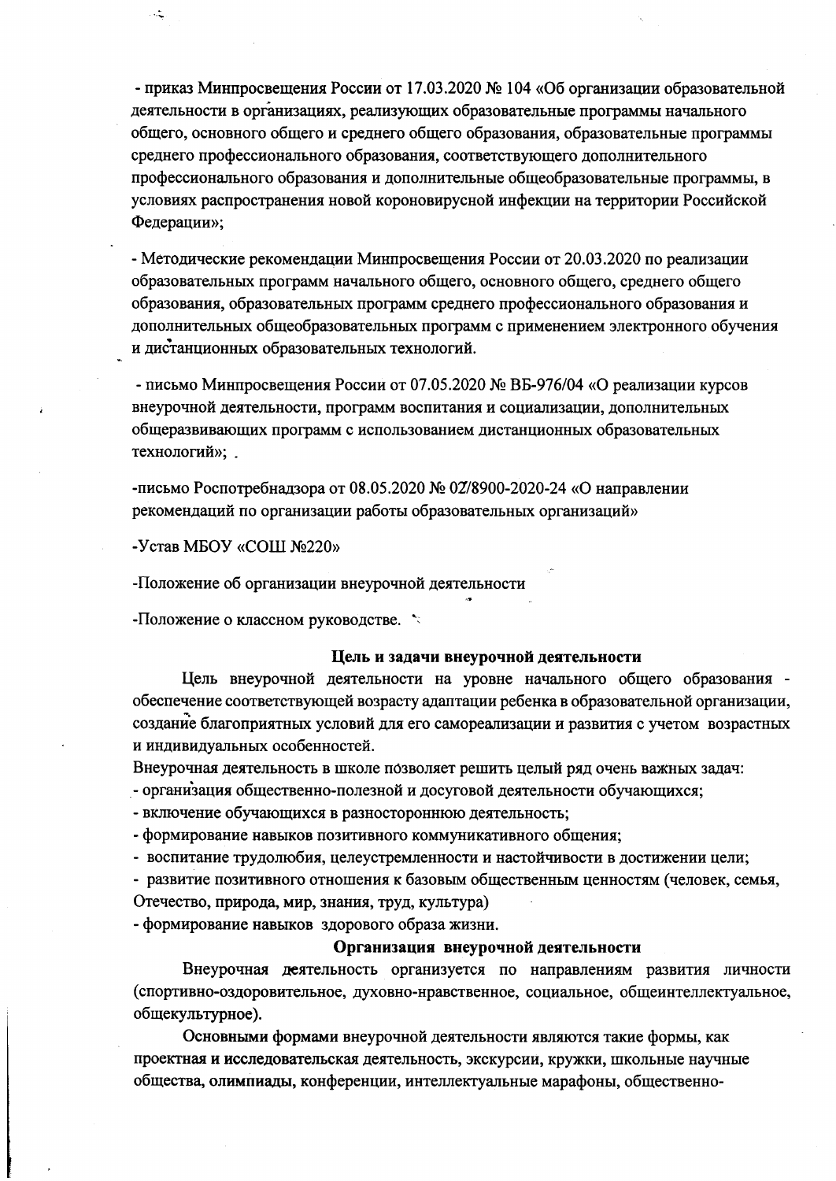- приказ Минпросвещения России от 17.03.2020 № 104 «Об организации образовательной деятельности в организациях, реализующих образовательные программы начального общего, основного общего и среднего общего образования, образовательные программы среднего профессионального образования, соответствующего дополнительного профессионального образования и дополнительные общеобразовательные программы, в условиях распространения новой короновирусной инфекции на территории Российской Федерации»;

- Методические рекомендации Минпросвещения России от 20.03.2020 по реализации образовательных программ начального общего, основного общего, среднего общего образования, образовательных программ среднего профессионального образования и дополнительных общеобразовательных программ с применением электронного обучения и дистанционных образовательных технологий.

- письмо Минпросвещения России от 07.05.2020 № ВБ-976/04 «О реализации курсов внеурочной деятельности, программ воспитания и социализации, дополнительных общеразвивающих программ с использованием дистанционных образовательных технологий»;

-письмо Роспотребнадзора от 08.05.2020 № 02/8900-2020-24 «О направлении рекомендаций по организации работы образовательных организаций»

-Устав МБОУ «СОШ №220»

-Положение об организации внеурочной деятельности

-Положение о классном руководстве.

### Цель и задачи внеурочной деятельности

Цель внеурочной деятельности на уровне начального общего образования - обеспечение соответствующей возрасту адаптации ребенка в образовательной организации, создание благоприятных условий для его самореализации и развития с учетом возрастных и индивидуальных особенностей.

Внеурочная деятельность в школе позволяет решить целый ряд очень важных задач:

- организация общественно-полезной и досуговой деятельности обучающихся;
- включение обучающихся в разностороннюю деятельность;
- формирование навыков позитивного коммуникативного общения;
- воспитание трудолюбия, целеустремленности и настойчивости в достижении цели;
- развитие позитивного отношения к базовым общественным ценностям (человек, семья, Отечество, природа, мир, знания, труд, культура)
- формирование навыков здорового образа жизни.

### Организация внеурочной деятельности

Внеурочная деятельность организуется по направлениям развития личности (спортивно-оздоровительное, духовно-нравственное, социальное, общеинтеллектуальное, общекультурное).

Основными формами внеурочной деятельности являются такие формы, как проектная и исследовательская деятельность, экскурсии, кружки, школьные научные общества, олимпиады, конференции, интеллектуальные марафоны, общественно-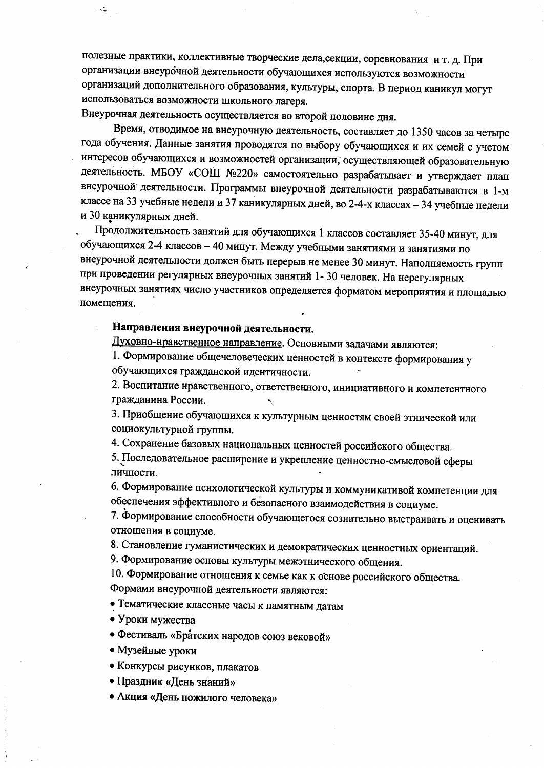полезные практики, коллективные творческие дела,секции, соревнования и т. д. При организации внеурочной деятельности обучающихся используются возможности организаций дополнительного образования, культуры, спорта. В период каникул могут использоваться возможности школьного лагеря.

Внеурочная деятельность осуществляется во второй половине дня.

Время, отводимое на внеурочную деятельность, составляет до 1350 часов за четыре года обучения. Данные занятия проводятся по выбору обучающихся и их семей с учетом интересов обучающихся и возможностей организации, осуществляющей образовательную деятельность. МБОУ «СОШ №220» самостоятельно разрабатывает и утверждает план внеурочной деятельности. Программы внеурочной деятельности разрабатываются в 1-м классе на 33 учебные недели и 37 каникулярных дней, во 2-4-х классах – 34 учебные недели и 30 каникулярных дней.

Продолжительность занятий для обучающихся 1 классов составляет 35-40 минут, для обучающихся 2-4 классов – 40 минут. Между учебными занятиями и занятиями по внеурочной деятельности должен быть перерыв не менее 30 минут. Наполняемость групп при проведении регулярных внеурочных занятий 1- 30 человек. На нерегулярных внеурочных занятиях число участников определяется форматом мероприятия и площадью помещения.

**Направления внеурочной деятельности.**

Духовно-нравственное направление. Основными задачами являются:

1. Формирование общечеловеческих ценностей в контексте формирования у обучающихся гражданской идентичности.
2. Воспитание нравственного, ответственного, инициативного и компетентного гражданина России.
3. Приобщение обучающихся к культурным ценностям своей этнической или социокультурной группы.
4. Сохранение базовых национальных ценностей российского общества.
5. Последовательное расширение и укрепление ценностно-смысловой сферы личности.
6. Формирование психологической культуры и коммуникативой компетенции для обеспечения эффективного и безопасного взаимодействия в социуме.
7. Формирование способности обучающегося сознательно выстраивать и оценивать отношения в социуме.
8. Становление гуманистических и демократических ценностных ориентаций.
9. Формирование основы культуры межэтнического общения.
10. Формирование отношения к семье как к основе российского общества.

Формами внеурочной деятельности являются:

- Тематические классные часы к памятным датам
- Уроки мужества
- Фестиваль «Братских народов союз вековой»
- Музейные уроки
- Конкурсы рисунков, плакатов
- Праздник «День знаний»
- Акция «День пожилого человека»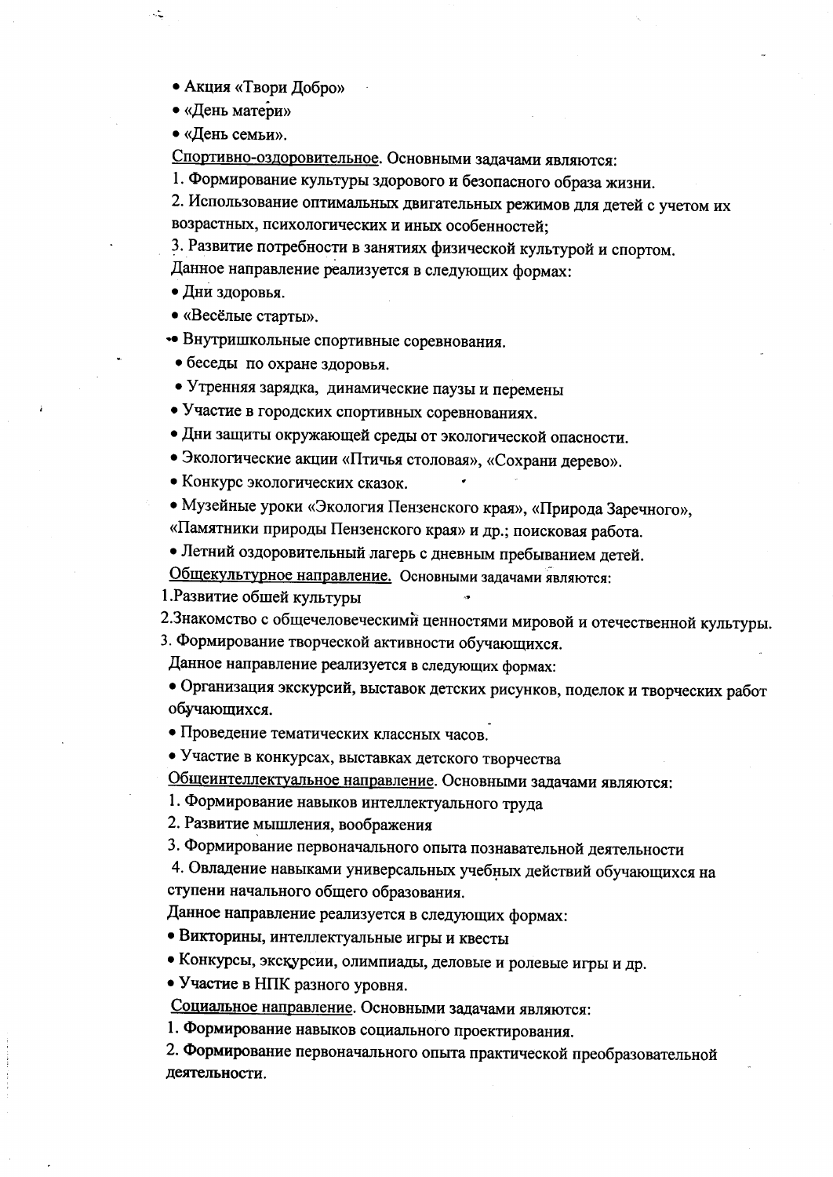- Акция «Твори Добро»
- «День матери»
- «День семьи».

Спортивно-оздоровительное. Основными задачами являются:

1. Формирование культуры здорового и безопасного образа жизни.
2. Использование оптимальных двигательных режимов для детей с учетом их возрастных, психологических и иных особенностей;
3. Развитие потребности в занятиях физической культурой и спортом.

Данное направление реализуется в следующих формах:

- Дни здоровья.
- «Весёлые старты».
- Внутришкольные спортивные соревнования.
- беседы по охране здоровья.
- Утренняя зарядка, динамические паузы и перемены
- Участие в городских спортивных соревнованиях.
- Дни защиты окружающей среды от экологической опасности.
- Экологические акции «Птичья столовая», «Сохрани дерево».
- Конкурс экологических сказок.
- Музейные уроки «Экология Пензенского края», «Природа Заречного», «Памятники природы Пензенского края» и др.; поисковая работа.
- Летний оздоровительный лагерь с дневным пребыванием детей.

Общекультурное направление. Основными задачами являются:

1. Развитие обшей культуры
2. Знакомство с общечеловеческими ценностями мировой и отечественной культуры.
3. Формирование творческой активности обучающихся.

Данное направление реализуется в следующих формах:

- Организация экскурсий, выставок детских рисунков, поделок и творческих работ обучающихся.
- Проведение тематических классных часов.
- Участие в конкурсах, выставках детского творчества

Общеинтеллектуальное направление. Основными задачами являются:

1. Формирование навыков интеллектуального труда
2. Развитие мышления, воображения
3. Формирование первоначального опыта познавательной деятельности
4. Овладение навыками универсальных учебных действий обучающихся на ступени начального общего образования.

Данное направление реализуется в следующих формах:

- Викторины, интеллектуальные игры и квесты
- Конкурсы, экскурсии, олимпиады, деловые и ролевые игры и др.
- Участие в НПК разного уровня.

Социальное направление. Основными задачами являются:

1. Формирование навыков социального проектирования.
2. Формирование первоначального опыта практической преобразовательной деятельности.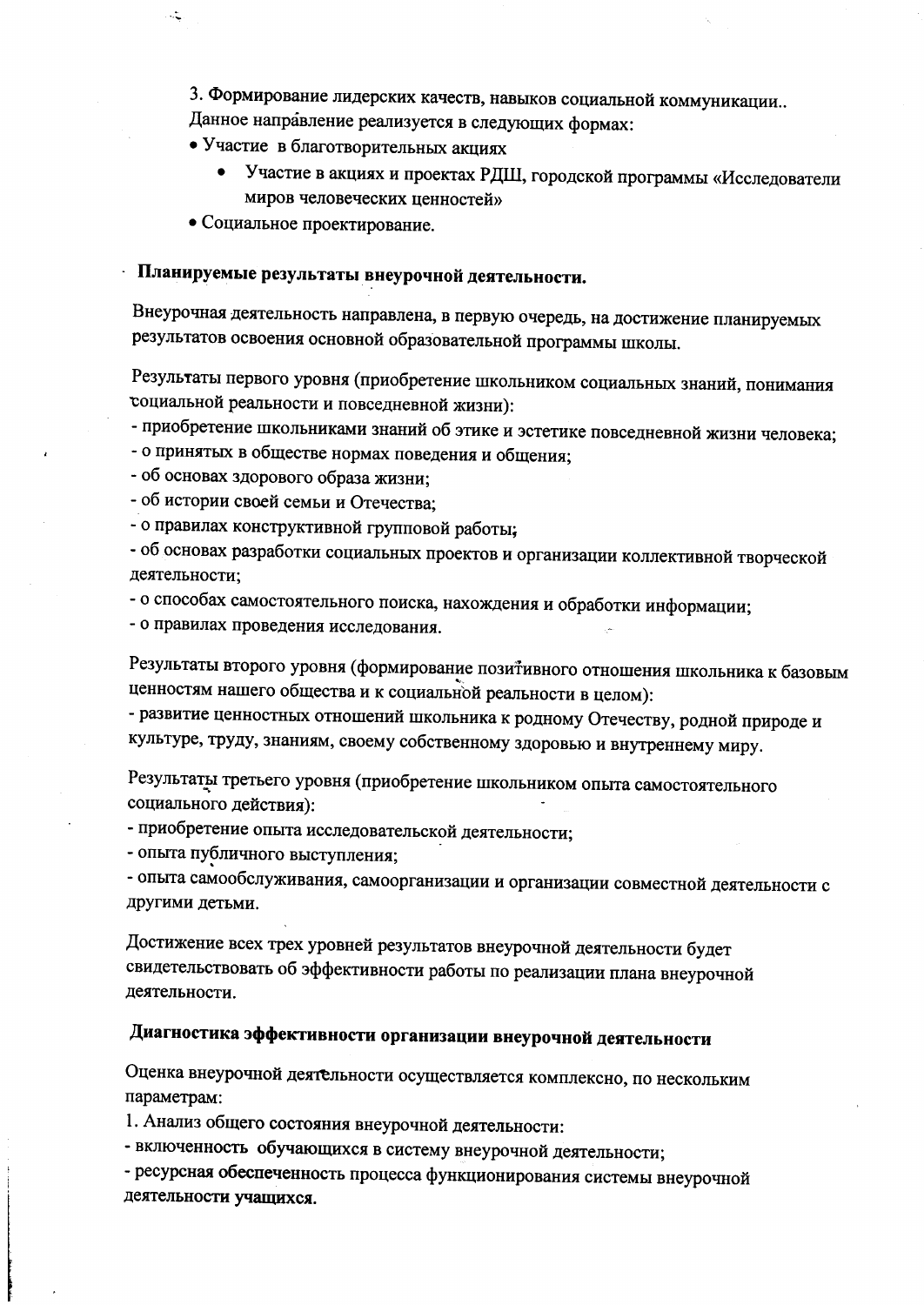3. Формирование лидерских качеств, навыков социальной коммуникации..

Данное направление реализуется в следующих формах:

- Участие в благотворительных акциях
    - Участие в акциях и проектах РДШ, городской программы «Исследователи миров человеческих ценностей»
- Социальное проектирование.

**Планируемые результаты внеурочной деятельности.**

Внеурочная деятельность направлена, в первую очередь, на достижение планируемых результатов освоения основной образовательной программы школы.

Результаты первого уровня (приобретение школьником социальных знаний, понимания социальной реальности и повседневной жизни):

- приобретение школьниками знаний об этике и эстетике повседневной жизни человека;
- о принятых в обществе нормах поведения и общения;
- об основах здорового образа жизни;
- об истории своей семьи и Отечества;
- о правилах конструктивной групповой работы;
- об основах разработки социальных проектов и организации коллективной творческой деятельности;
- о способах самостоятельного поиска, нахождения и обработки информации;
- о правилах проведения исследования.

Результаты второго уровня (формирование позитивного отношения школьника к базовым ценностям нашего общества и к социальной реальности в целом):

- развитие ценностных отношений школьника к родному Отечеству, родной природе и культуре, труду, знаниям, своему собственному здоровью и внутреннему миру.

Результаты третьего уровня (приобретение школьником опыта самостоятельного социального действия):

- приобретение опыта исследовательской деятельности;
- опыта публичного выступления;
- опыта самообслуживания, самоорганизации и организации совместной деятельности с другими детьми.

Достижение всех трех уровней результатов внеурочной деятельности будет свидетельствовать об эффективности работы по реализации плана внеурочной деятельности.

**Диагностика эффективности организации внеурочной деятельности**

Оценка внеурочной деятельности осуществляется комплексно, по нескольким параметрам:

1. Анализ общего состояния внеурочной деятельности:

- включенность обучающихся в систему внеурочной деятельности;
- ресурсная обеспеченность процесса функционирования системы внеурочной деятельности учащихся.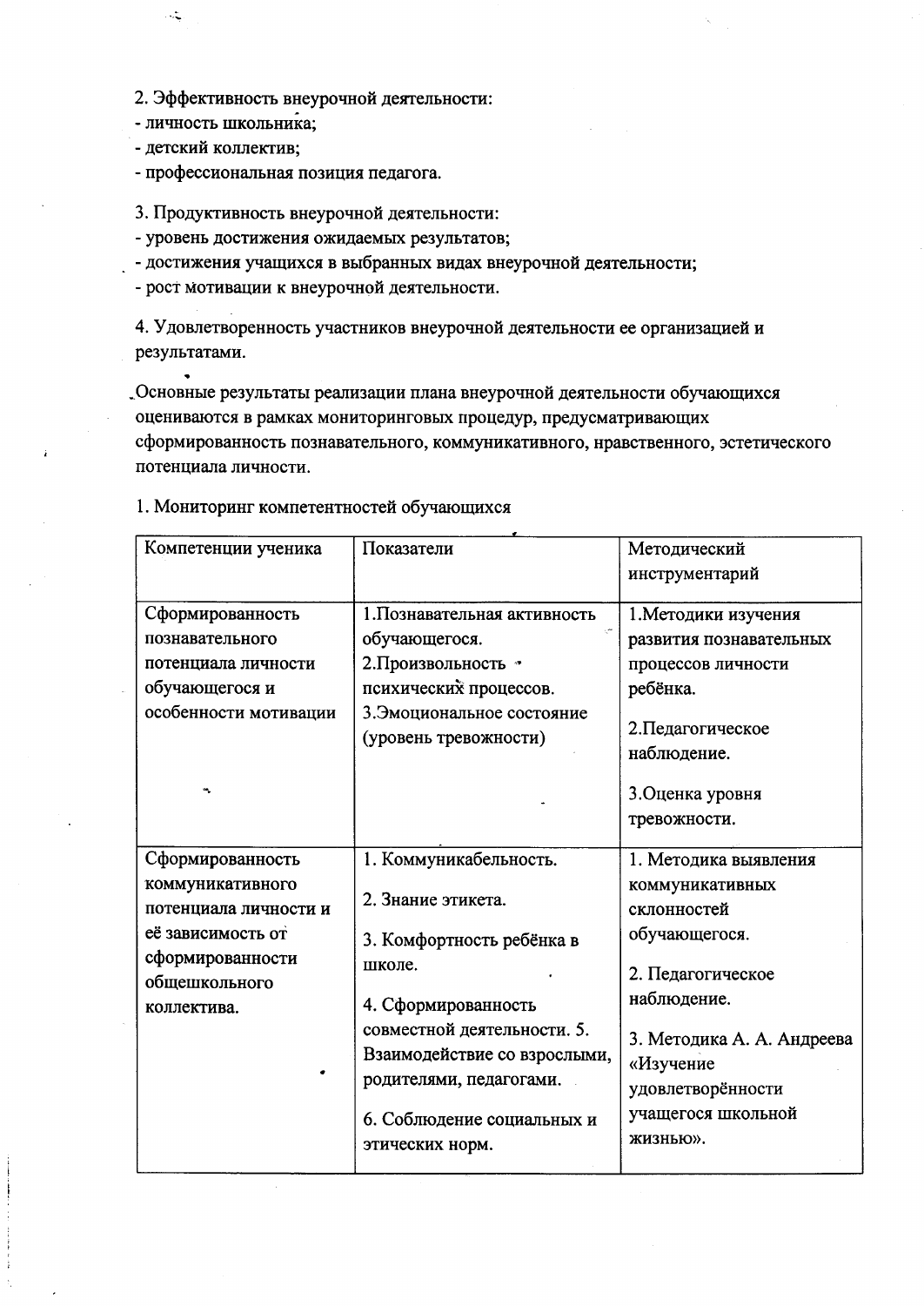2. Эффективность внеурочной деятельности:
- личность школьника;
- детский коллектив;
- профессиональная позиция педагога.

3. Продуктивность внеурочной деятельности:
- уровень достижения ожидаемых результатов;
- достижения учащихся в выбранных видах внеурочной деятельности;
- рост мотивации к внеурочной деятельности.

4. Удовлетворенность участников внеурочной деятельности ее организацией и результатами.

Основные результаты реализации плана внеурочной деятельности обучающихся оцениваются в рамках мониторинговых процедур, предусматривающих сформированность познавательного, коммуникативного, нравственного, эстетического потенциала личности.

1. Мониторинг компетентностей обучающихся

| Компетенции ученика | Показатели | Методический инструментарий |
|---|---|---|
| Сформированность познавательного потенциала личности обучающегося и особенности мотивации | 1.Познавательная активность обучающегося.<br>2.Произвольность психических процессов.<br>3.Эмоциональное состояние (уровень тревожности) | 1.Методики изучения развития познавательных процессов личности ребёнка.<br>2.Педагогическое наблюдение.<br>3.Оценка уровня тревожности. |
| Сформированность коммуникативного потенциала личности и её зависимость от сформированности общешкольного коллектива. | 1. Коммуникабельность.<br>2. Знание этикета.<br>3. Комфортность ребёнка в школе.<br>4. Сформированность совместной деятельности. 5. Взаимодействие со взрослыми, родителями, педагогами.<br>6. Соблюдение социальных и этических норм. | 1. Методика выявления коммуникативных склонностей обучающегося.<br>2. Педагогическое наблюдение.<br>3. Методика А. А. Андреева «Изучение удовлетворённости учащегося школьной жизнью». |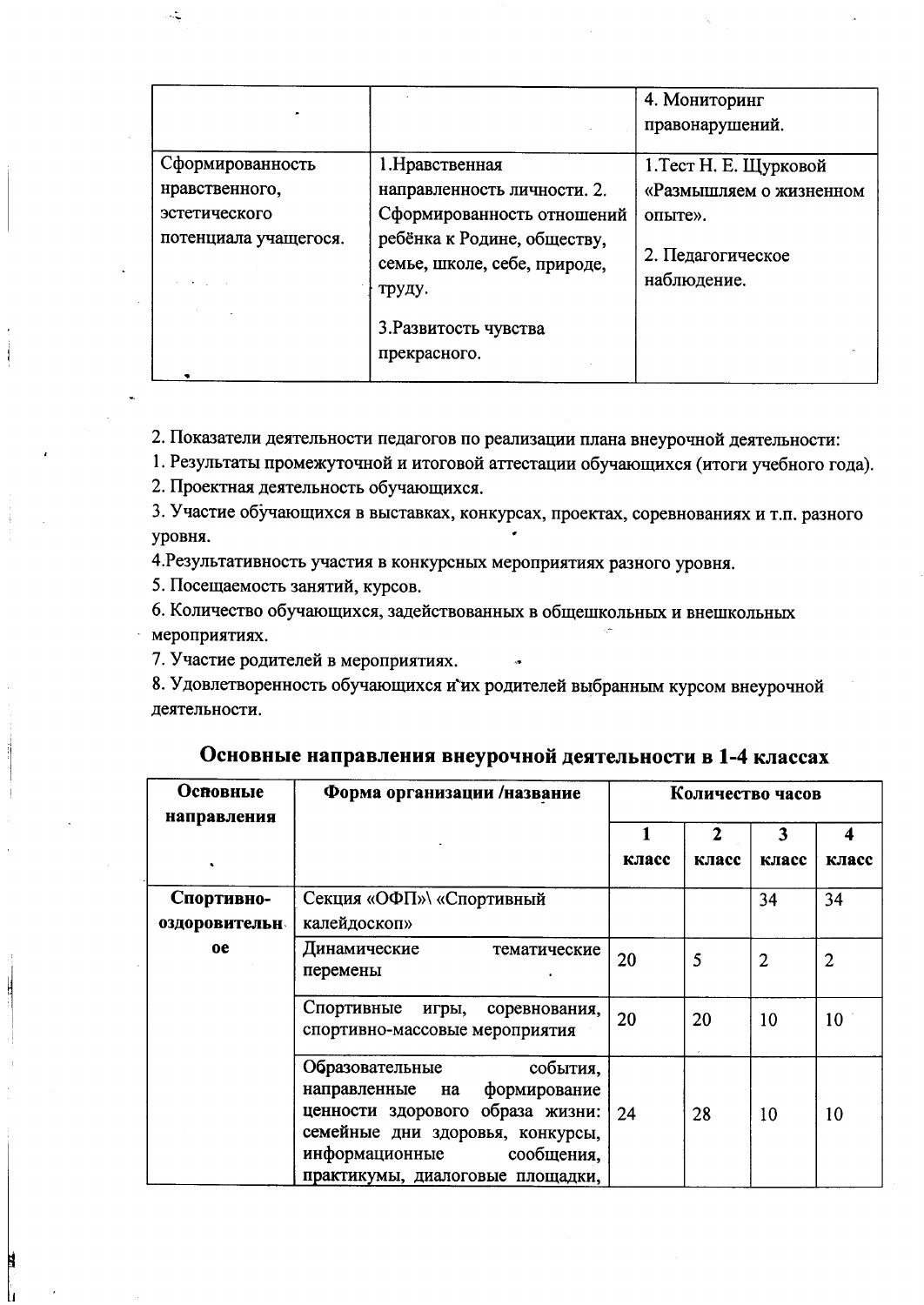| | | 4. Мониторинг правонарушений. |
|---|---|---|
| Сформированность нравственного, эстетического потенциала учащегося. | 1.Нравственная направленность личности. 2. Сформированность отношений ребёнка к Родине, обществу, семье, школе, себе, природе, труду.<br><br>3.Развитость чувства прекрасного. | 1.Тест Н. Е. Щурковой «Размышляем о жизненном опыте».<br><br>2. Педагогическое наблюдение. |

2. Показатели деятельности педагогов по реализации плана внеурочной деятельности:

1. Результаты промежуточной и итоговой аттестации обучающихся (итоги учебного года).
2. Проектная деятельность обучающихся.
3. Участие обучающихся в выставках, конкурсах, проектах, соревнованиях и т.п. разного уровня.
4. Результативность участия в конкурсных мероприятиях разного уровня.
5. Посещаемость занятий, курсов.
6. Количество обучающихся, задействованных в общешкольных и внешкольных мероприятиях.
7. Участие родителей в мероприятиях.
8. Удовлетворенность обучающихся и их родителей выбранным курсом внеурочной деятельности.

## Основные направления внеурочной деятельности в 1-4 классах

| Основные направления | Форма организации /название | Количество часов | | | |
|---|---|---|---|---|---|
| | | 1 класс | 2 класс | 3 класс | 4 класс |
| Спортивно-оздоровительное | Секция «ОФП»\ «Спортивный калейдоскоп» | | | 34 | 34 |
| | Динамические тематические перемены | 20 | 5 | 2 | 2 |
| | Спортивные игры, соревнования, спортивно-массовые мероприятия | 20 | 20 | 10 | 10 |
| | Образовательные события, направленные на формирование ценности здорового образа жизни: семейные дни здоровья, конкурсы, информационные сообщения, практикумы, диалоговые площадки, | 24 | 28 | 10 | 10 |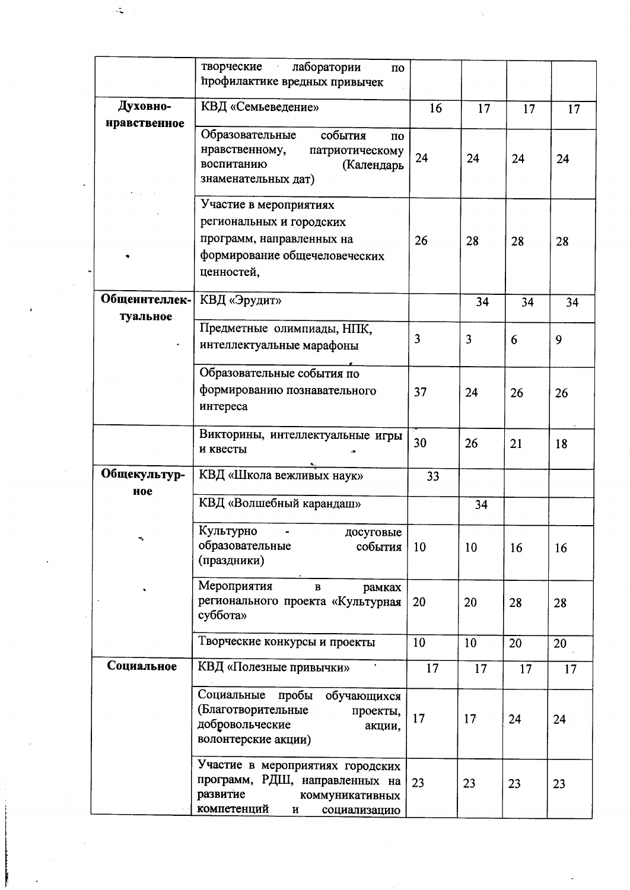| | | | | | |
|---|---|---|---|---|---|
| | творческие лаборатории по профилактике вредных привычек | | | | |
| **Духовно-нравственное** | КВД «Семьеведение» | 16 | 17 | 17 | 17 |
| | Образовательные события по нравственному, патриотическому воспитанию (Календарь знаменательных дат) | 24 | 24 | 24 | 24 |
| | Участие в мероприятиях региональных и городских программ, направленных на формирование общечеловеческих ценностей, | 26 | 28 | 28 | 28 |
| **Общеинтеллек-туальное** | КВД «Эрудит» | | 34 | 34 | 34 |
| | Предметные олимпиады, НПК, интеллектуальные марафоны | 3 | 3 | 6 | 9 |
| | Образовательные события по формированию познавательного интереса | 37 | 24 | 26 | 26 |
| | Викторины, интеллектуальные игры и квесты | 30 | 26 | 21 | 18 |
| **Общекультур-ное** | КВД «Школа вежливых наук» | 33 | | | |
| | КВД «Волшебный карандаш» | | 34 | | |
| | Культурно - досуговые образовательные события (праздники) | 10 | 10 | 16 | 16 |
| | Мероприятия в рамках регионального проекта «Культурная суббота» | 20 | 20 | 28 | 28 |
| | Творческие конкурсы и проекты | 10 | 10 | 20 | 20 |
| **Социальное** | КВД «Полезные привычки» | 17 | 17 | 17 | 17 |
| | Социальные пробы обучающихся (Благотворительные проекты, добровольческие акции, волонтерские акции) | 17 | 17 | 24 | 24 |
| | Участие в мероприятиях городских программ, РДШ, направленных на развитие коммуникативных компетенций и социализацию | 23 | 23 | 23 | 23 |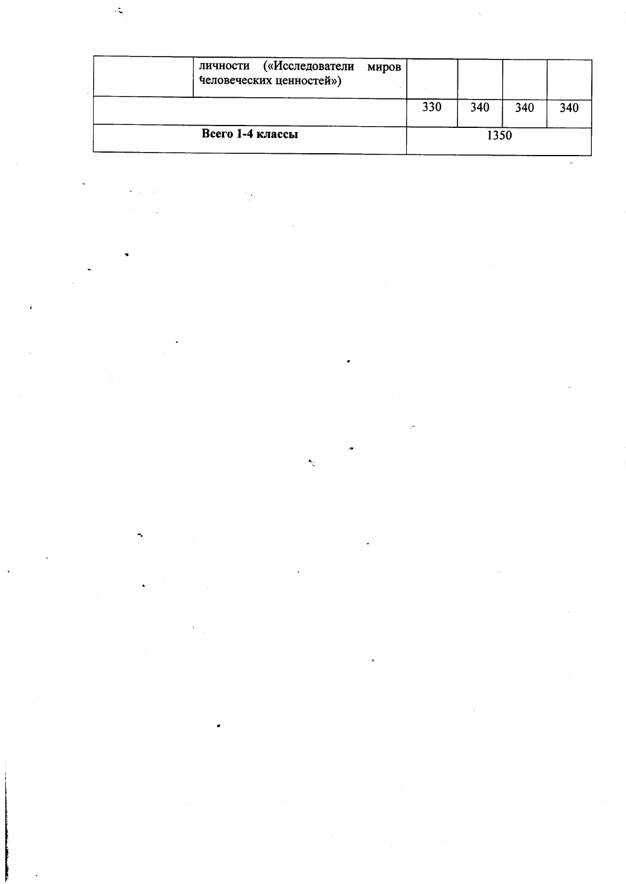| | | | | | |
|---|---|---|---|---|---|
| | личности («Исследователи миров человеческих ценностей») | | | | |
| | | 330 | 340 | 340 | 340 |
| **Всего 1-4 классы** | | 1350 | | | |